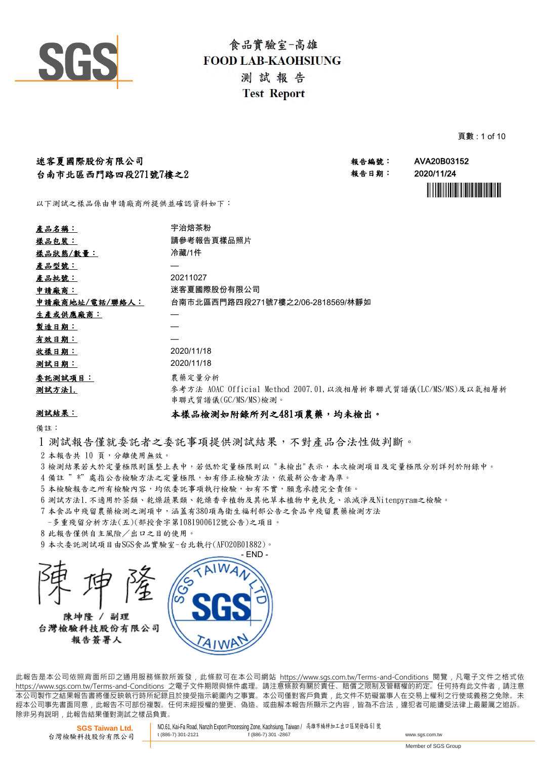# 食品實驗室-高雄
# FOOD LAB-KAOHSIUNG
## 測 試 報 告
## Test Report

**迷客夏國際股份有限公司**
**台南市北區西門路四段271號7樓之2**

**報告編號：** AVA20B03152
**報告日期：** 2020/11/24

以下測試之樣品係由申請廠商所提供並確認資料如下：

| | |
|---|---|
| **產品名稱：** | 宇治焙茶粉 |
| **樣品包裝：** | 請參考報告頁樣品照片 |
| **樣品狀態/數量：** | 冷藏/1件 |
| **產品型號：** | — |
| **產品批號：** | 20211027 |
| **申請廠商：** | 迷客夏國際股份有限公司 |
| **申請廠商地址/電話/聯絡人：** | 台南市北區西門路四段271號7樓之2/06-2818569/林靜如 |
| **生產或供應廠商：** | — |
| **製造日期：** | — |
| **有效日期：** | — |
| **收樣日期：** | 2020/11/18 |
| **測試日期：** | 2020/11/18 |
| **委託測試項目：** | 農藥定量分析 |
| **測試方法1.** | 參考方法 AOAC Official Method 2007.01,以液相層析串聯式質譜儀(LC/MS/MS)及以氣相層析串聯式質譜儀(GC/MS/MS)檢測。 |
| **測試結果：** | **本樣品檢測如附錄所列之481項農藥，均未檢出。** |

備註：

1 測試報告僅就委託者之委託事項提供測試結果，不對產品合法性做判斷。
2 本報告共 10 頁，分離使用無效。
3 檢測結果若大於定量極限則匯整上表中，若低於定量極限則以 "未檢出"表示，本次檢測項目及定量極限分別詳列於附錄中。
4 備註 " *" 處指公告檢驗方法之定量極限，如有修正檢驗方法，依最新公告者為準。
5 本檢驗報告之所有檢驗內容，均依委託事項執行檢驗，如有不實，願意承擔完全責任。
6 測試方法1.不適用於茶類、乾燥蔬果類、乾燥香辛植物及其他草本植物中免扶克、派滅淨及Nitenpyram之檢驗。
7 本食品中殘留農藥檢測之測項中，涵蓋有380項為衛生福利部公告之食品中殘留農藥檢測方法
－多重殘留分析方法(五)(部授食字第1081900612號公告)之項目。
8 此報告僅供自主風險／出口之目的使用。
9 本次委託測試項目由SGS食品實驗室-台北執行(AFO20B01882)。

- END -

陳坤隆 / 副理
台灣檢驗科技股份有限公司
報告簽署人

此報告是本公司依照背面所印之通用服務條款所簽發，此條款可在本公司網站 https://www.sgs.com.tw/Terms-and-Conditions 閱覽，凡電子文件之格式依 https://www.sgs.com.tw/Terms-and-Conditions 之電子文件期限與條件處理。請注意條款有關於責任、賠償之限制及管轄權的約定。任何持有此文件者，請注意本公司製作之結果報告書將僅反映執行時所紀錄且於接受指示範圍內之事實。本公司僅對客戶負責，此文件不妨礙當事人在交易上權利之行使或義務之免除。未經本公司事先書面同意，此報告不可部份複製。任何未經授權的變更、偽造、或曲解本報告所顯示之內容，皆為不合法，違犯者可能遭受法律上最嚴厲之追訴。除非另有說明，此報告結果僅對測試之樣品負責。

SGS Taiwan Ltd. 台灣檢驗科技股份有限公司 | NO.61, Kai-Fa Road, Nanzih Export Processing Zone, Kaohsiung, Taiwan / 高雄市楠梓加工出口區開發路61號 | t (886-7) 301-2121 | f (886-7) 301 -2867 | www.sgs.com.tw | Member of SGS Group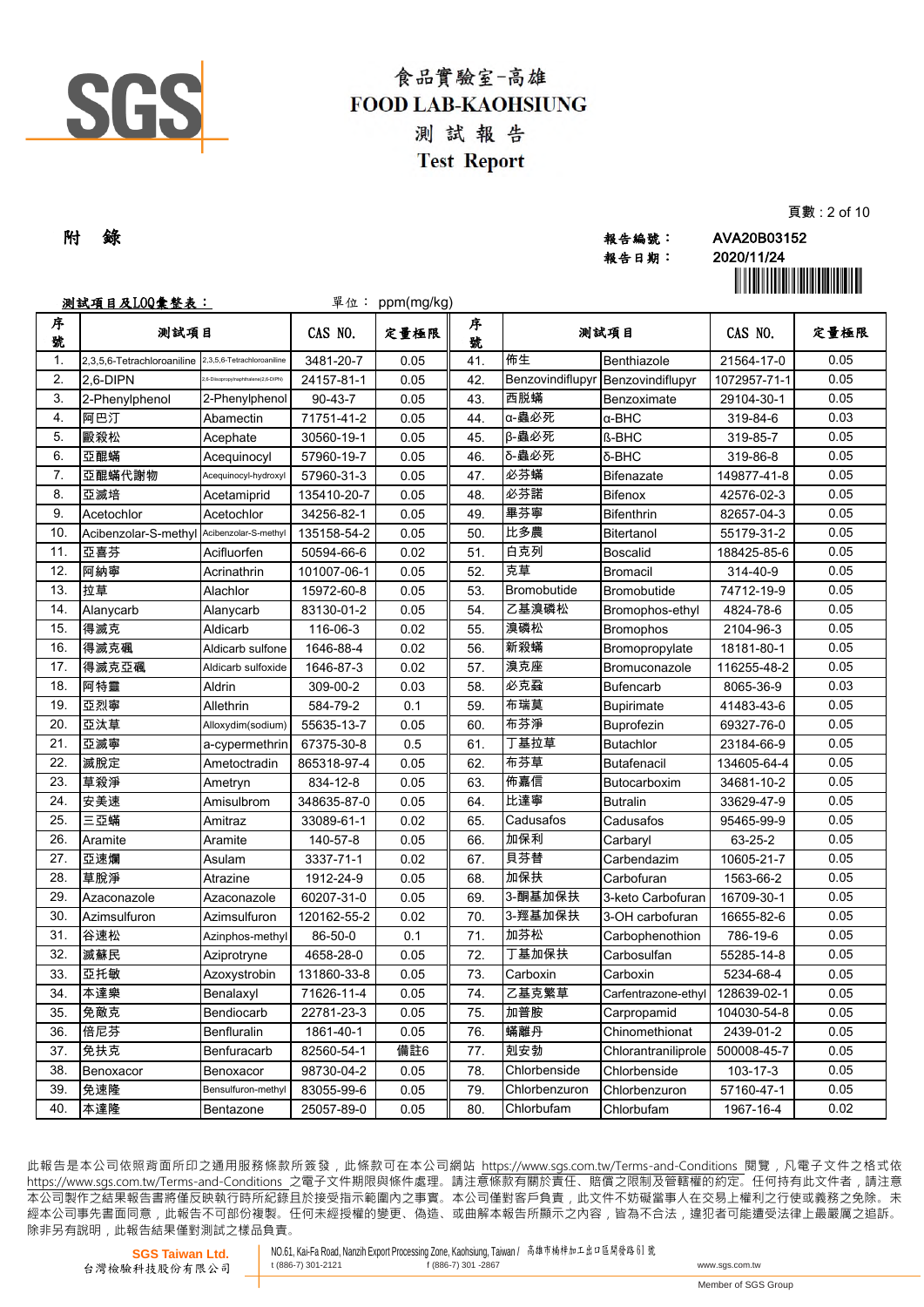# 食品實驗室-高雄
# FOOD LAB-KAOHSIUNG
## 測 試 報 告
## Test Report

附 錄

報告編號： AVA20B03152
報告日期： 2020/11/24

**測試項目及LOQ彙整表：** 單位： ppm(mg/kg)

| 序號 | 測試項目 | | CAS NO. | 定量極限 | 序號 | 測試項目 | | CAS NO. | 定量極限 |
|---|---|---|---|---|---|---|---|---|---|
| 1. | 2,3,5,6-Tetrachloroaniline | 2,3,5,6-Tetrachloroaniline | 3481-20-7 | 0.05 | 41. | 佈生 | Benthiazole | 21564-17-0 | 0.05 |
| 2. | 2,6-DIPN | 2,6-Diisopropylnaphthalene(2,6-DIPN) | 24157-81-1 | 0.05 | 42. | Benzovindiflupyr | Benzovindiflupyr | 1072957-71-1 | 0.05 |
| 3. | 2-Phenylphenol | 2-Phenylphenol | 90-43-7 | 0.05 | 43. | 西脫蟎 | Benzoximate | 29104-30-1 | 0.05 |
| 4. | 阿巴汀 | Abamectin | 71751-41-2 | 0.05 | 44. | α-蟲必死 | α-BHC | 319-84-6 | 0.03 |
| 5. | 毆殺松 | Acephate | 30560-19-1 | 0.05 | 45. | β-蟲必死 | ß-BHC | 319-85-7 | 0.05 |
| 6. | 亞醌蟎 | Acequinocyl | 57960-19-7 | 0.05 | 46. | δ-蟲必死 | δ-BHC | 319-86-8 | 0.05 |
| 7. | 亞醌蟎代謝物 | Acequinocyl-hydroxyl | 57960-31-3 | 0.05 | 47. | 必芬蟎 | Bifenazate | 149877-41-8 | 0.05 |
| 8. | 亞滅培 | Acetamiprid | 135410-20-7 | 0.05 | 48. | 必芬諾 | Bifenox | 42576-02-3 | 0.05 |
| 9. | Acetochlor | Acetochlor | 34256-82-1 | 0.05 | 49. | 畢芬寧 | Bifenthrin | 82657-04-3 | 0.05 |
| 10. | Acibenzolar-S-methyl | Acibenzolar-S-methyl | 135158-54-2 | 0.05 | 50. | 比多農 | Bitertanol | 55179-31-2 | 0.05 |
| 11. | 亞喜芬 | Acifluorfen | 50594-66-6 | 0.02 | 51. | 白克列 | Boscalid | 188425-85-6 | 0.05 |
| 12. | 阿納寧 | Acrinathrin | 101007-06-1 | 0.05 | 52. | 克草 | Bromacil | 314-40-9 | 0.05 |
| 13. | 拉草 | Alachlor | 15972-60-8 | 0.05 | 53. | Bromobutide | Bromobutide | 74712-19-9 | 0.05 |
| 14. | Alanycarb | Alanycarb | 83130-01-2 | 0.05 | 54. | 乙基溴磷松 | Bromophos-ethyl | 4824-78-6 | 0.05 |
| 15. | 得滅克 | Aldicarb | 116-06-3 | 0.02 | 55. | 溴磷松 | Bromophos | 2104-96-3 | 0.05 |
| 16. | 得滅克碸 | Aldicarb sulfone | 1646-88-4 | 0.02 | 56. | 新殺蟎 | Bromopropylate | 18181-80-1 | 0.05 |
| 17. | 得滅克亞碸 | Aldicarb sulfoxide | 1646-87-3 | 0.02 | 57. | 溴克座 | Bromuconazole | 116255-48-2 | 0.05 |
| 18. | 阿特靈 | Aldrin | 309-00-2 | 0.03 | 58. | 必克蝨 | Bufencarb | 8065-36-9 | 0.03 |
| 19. | 亞烈寧 | Allethrin | 584-79-2 | 0.1 | 59. | 布瑞莫 | Bupirimate | 41483-43-6 | 0.05 |
| 20. | 亞汰草 | Alloxydim(sodium) | 55635-13-7 | 0.05 | 60. | 布芬淨 | Buprofezin | 69327-76-0 | 0.05 |
| 21. | 亞滅寧 | a-cypermethrin | 67375-30-8 | 0.5 | 61. | 丁基拉草 | Butachlor | 23184-66-9 | 0.05 |
| 22. | 滅脫定 | Ametoctradin | 865318-97-4 | 0.05 | 62. | 布芬草 | Butafenacil | 134605-64-4 | 0.05 |
| 23. | 草殺淨 | Ametryn | 834-12-8 | 0.05 | 63. | 佈嘉信 | Butocarboxim | 34681-10-2 | 0.05 |
| 24. | 安美速 | Amisulbrom | 348635-87-0 | 0.05 | 64. | 比達寧 | Butralin | 33629-47-9 | 0.05 |
| 25. | 三亞蟎 | Amitraz | 33089-61-1 | 0.02 | 65. | Cadusafos | Cadusafos | 95465-99-9 | 0.05 |
| 26. | Aramite | Aramite | 140-57-8 | 0.05 | 66. | 加保利 | Carbaryl | 63-25-2 | 0.05 |
| 27. | 亞速爛 | Asulam | 3337-71-1 | 0.02 | 67. | 貝芬替 | Carbendazim | 10605-21-7 | 0.05 |
| 28. | 草脫淨 | Atrazine | 1912-24-9 | 0.05 | 68. | 加保扶 | Carbofuran | 1563-66-2 | 0.05 |
| 29. | Azaconazole | Azaconazole | 60207-31-0 | 0.05 | 69. | 3-酮基加保扶 | 3-keto Carbofuran | 16709-30-1 | 0.05 |
| 30. | Azimsulfuron | Azimsulfuron | 120162-55-2 | 0.02 | 70. | 3-羥基加保扶 | 3-OH carbofuran | 16655-82-6 | 0.05 |
| 31. | 谷速松 | Azinphos-methyl | 86-50-0 | 0.1 | 71. | 加芬松 | Carbophenothion | 786-19-6 | 0.05 |
| 32. | 滅蘇民 | Aziprotryne | 4658-28-0 | 0.05 | 72. | 丁基加保扶 | Carbosulfan | 55285-14-8 | 0.05 |
| 33. | 亞托敏 | Azoxystrobin | 131860-33-8 | 0.05 | 73. | Carboxin | Carboxin | 5234-68-4 | 0.05 |
| 34. | 本達樂 | Benalaxyl | 71626-11-4 | 0.05 | 74. | 乙基克繁草 | Carfentrazone-ethyl | 128639-02-1 | 0.05 |
| 35. | 免敵克 | Bendiocarb | 22781-23-3 | 0.05 | 75. | 加普胺 | Carpropamid | 104030-54-8 | 0.05 |
| 36. | 倍尼芬 | Benfluralin | 1861-40-1 | 0.05 | 76. | 蟎離丹 | Chinomethionat | 2439-01-2 | 0.05 |
| 37. | 免扶克 | Benfuracarb | 82560-54-1 | 備註6 | 77. | 剋安勃 | Chlorantraniliprole | 500008-45-7 | 0.05 |
| 38. | Benoxacor | Benoxacor | 98730-04-2 | 0.05 | 78. | Chlorbenside | Chlorbenside | 103-17-3 | 0.05 |
| 39. | 免速隆 | Bensulfuron-methyl | 83055-99-6 | 0.05 | 79. | Chlorbenzuron | Chlorbenzuron | 57160-47-1 | 0.05 |
| 40. | 本達隆 | Bentazone | 25057-89-0 | 0.05 | 80. | Chlorbufam | Chlorbufam | 1967-16-4 | 0.02 |

此報告是本公司依照背面所印之通用服務條款所簽發，此條款可在本公司網站 https://www.sgs.com.tw/Terms-and-Conditions 閱覽，凡電子文件之格式依 https://www.sgs.com.tw/Terms-and-Conditions 之電子文件期限與條件處理。請注意條款有關於責任、賠償之限制及管轄權的約定。任何持有此文件者，請注意本公司製作之結果報告書將僅反映執行時所紀錄且於接受指示範圍內之事實。本公司僅對客戶負責，此文件不妨礙當事人在交易上權利之行使或義務之免除。未經本公司事先書面同意，此報告不可部份複製。任何未經授權的變更、偽造、或曲解本報告所顯示之內容，皆為不合法，違犯者可能遭受法律上最嚴厲之追訴。除非另有說明，此報告結果僅對測試之樣品負責。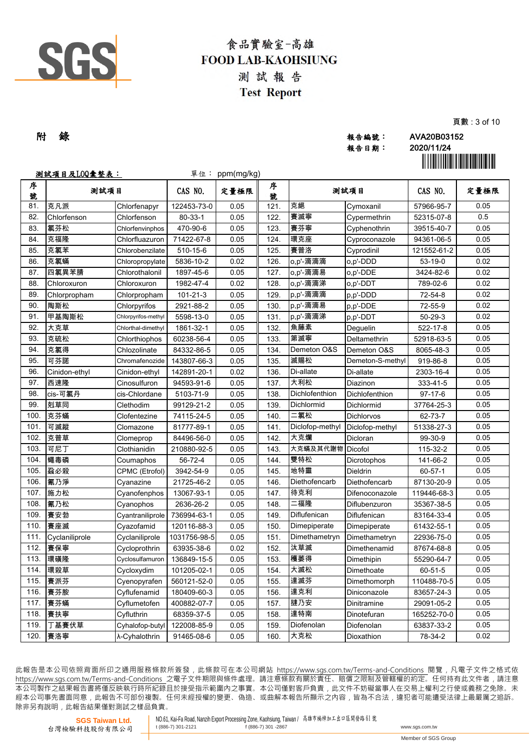# 食品實驗室-高雄
# FOOD LAB-KAOHSIUNG
## 測 試 報 告
## Test Report

**附 錄**

報告編號： AVA20B03152
報告日期： 2020/11/24

**測試項目及LOQ彙整表：** 單位： ppm(mg/kg)

| 序號 | 測試項目 | | CAS NO. | 定量極限 | 序號 | 測試項目 | | CAS NO. | 定量極限 |
|---|---|---|---|---|---|---|---|---|---|
| 81. | 克凡派 | Chlorfenapyr | 122453-73-0 | 0.05 | 121. | 克絕 | Cymoxanil | 57966-95-7 | 0.05 |
| 82. | Chlorfenson | Chlorfenson | 80-33-1 | 0.05 | 122. | 賽滅寧 | Cypermethrin | 52315-07-8 | 0.5 |
| 83. | 氯芬松 | Chlorfenvinphos | 470-90-6 | 0.05 | 123. | 賽芬寧 | Cyphenothrin | 39515-40-7 | 0.05 |
| 84. | 克福隆 | Chlorfluazuron | 71422-67-8 | 0.05 | 124. | 環克座 | Cyproconazole | 94361-06-5 | 0.05 |
| 85. | 克氯苯 | Chlorobenzilate | 510-15-6 | 0.05 | 125. | 賽普洛 | Cyprodinil | 121552-61-2 | 0.05 |
| 86. | 克氯蟎 | Chloropropylate | 5836-10-2 | 0.02 | 126. | o,p'-滴滴滴 | o,p'-DDD | 53-19-0 | 0.02 |
| 87. | 四氯異苯腈 | Chlorothalonil | 1897-45-6 | 0.05 | 127. | o,p'-滴滴易 | o,p'-DDE | 3424-82-6 | 0.02 |
| 88. | Chloroxuron | Chloroxuron | 1982-47-4 | 0.02 | 128. | o,p'-滴滴涕 | o,p'-DDT | 789-02-6 | 0.02 |
| 89. | Chlorpropham | Chlorpropham | 101-21-3 | 0.05 | 129. | p,p'-滴滴滴 | p,p'-DDD | 72-54-8 | 0.02 |
| 90. | 陶斯松 | Chlorpyrifos | 2921-88-2 | 0.05 | 130. | p,p'-滴滴易 | p,p'-DDE | 72-55-9 | 0.02 |
| 91. | 甲基陶斯松 | Chlorpyrifos-methyl | 5598-13-0 | 0.05 | 131. | p,p'-滴滴涕 | p,p'-DDT | 50-29-3 | 0.02 |
| 92. | 大克草 | Chlorthal-dimethyl | 1861-32-1 | 0.05 | 132. | 魚藤素 | Deguelin | 522-17-8 | 0.05 |
| 93. | 克硫松 | Chlorthiophos | 60238-56-4 | 0.05 | 133. | 第滅寧 | Deltamethrin | 52918-63-5 | 0.05 |
| 94. | 克氯得 | Chlozolinate | 84332-86-5 | 0.05 | 134. | Demeton O&S | Demeton O&S | 8065-48-3 | 0.05 |
| 95. | 可芬諾 | Chromafenozide | 143807-66-3 | 0.05 | 135. | 滅賜松 | Demeton-S-methyl | 919-86-8 | 0.05 |
| 96. | Cinidon-ethyl | Cinidon-ethyl | 142891-20-1 | 0.02 | 136. | Di-allate | Di-allate | 2303-16-4 | 0.05 |
| 97. | 西速隆 | Cinosulfuron | 94593-91-6 | 0.05 | 137. | 大利松 | Diazinon | 333-41-5 | 0.05 |
| 98. | cis-可氯丹 | cis-Chlordane | 5103-71-9 | 0.05 | 138. | Dichlofenthion | Dichlofenthion | 97-17-6 | 0.05 |
| 99. | 剋草同 | Clethodim | 99129-21-2 | 0.05 | 139. | Dichlormid | Dichlormid | 37764-25-3 | 0.05 |
| 100. | 克芬蟎 | Clofentezine | 74115-24-5 | 0.05 | 140. | 二氯松 | Dichlorvos | 62-73-7 | 0.05 |
| 101. | 可滅蹤 | Clomazone | 81777-89-1 | 0.05 | 141. | Diclofop-methyl | Diclofop-methyl | 51338-27-3 | 0.05 |
| 102. | 克普草 | Clomeprop | 84496-56-0 | 0.05 | 142. | 大克爛 | Dicloran | 99-30-9 | 0.05 |
| 103. | 可尼丁 | Clothianidin | 210880-92-5 | 0.05 | 143. | 大克蟎及其代謝物 | Dicofol | 115-32-2 | 0.05 |
| 104. | 蠅毒磷 | Coumaphos | 56-72-4 | 0.05 | 144. | 雙特松 | Dicrotophos | 141-66-2 | 0.05 |
| 105. | 蝨必殺 | CPMC (Etrofol) | 3942-54-9 | 0.05 | 145. | 地特靈 | Dieldrin | 60-57-1 | 0.05 |
| 106. | 氰乃淨 | Cyanazine | 21725-46-2 | 0.05 | 146. | Diethofencarb | Diethofencarb | 87130-20-9 | 0.05 |
| 107. | 施力松 | Cyanofenphos | 13067-93-1 | 0.05 | 147. | 待克利 | Difenoconazole | 119446-68-3 | 0.05 |
| 108. | 氰乃松 | Cyanophos | 2636-26-2 | 0.05 | 148. | 二福隆 | Diflubenzuron | 35367-38-5 | 0.05 |
| 109. | 賽安勃 | Cyantraniliprole | 736994-63-1 | 0.05 | 149. | Diflufenican | Diflufenican | 83164-33-4 | 0.05 |
| 110. | 賽座滅 | Cyazofamid | 120116-88-3 | 0.05 | 150. | Dimepiperate | Dimepiperate | 61432-55-1 | 0.05 |
| 111. | Cyclaniliprole | Cyclaniliprole | 1031756-98-5 | 0.05 | 151. | Dimethametryn | Dimethametryn | 22936-75-0 | 0.05 |
| 112. | 賽保寧 | Cycloprothrin | 63935-38-6 | 0.02 | 152. | 汰草滅 | Dimethenamid | 87674-68-8 | 0.05 |
| 113. | 環磺隆 | Cyclosulfamuron | 136849-15-5 | 0.05 | 153. | 穫萎得 | Dimethipin | 55290-64-7 | 0.05 |
| 114. | 環殺草 | Cycloxydim | 101205-02-1 | 0.05 | 154. | 大滅松 | Dimethoate | 60-51-5 | 0.05 |
| 115. | 賽派芬 | Cyenopyrafen | 560121-52-0 | 0.05 | 155. | 達滅芬 | Dimethomorph | 110488-70-5 | 0.05 |
| 116. | 賽芬胺 | Cyflufenamid | 180409-60-3 | 0.05 | 156. | 達克利 | Diniconazole | 83657-24-3 | 0.05 |
| 117. | 賽芬蟎 | Cyflumetofen | 400882-07-7 | 0.05 | 157. | 撻乃安 | Dinitramine | 29091-05-2 | 0.05 |
| 118. | 賽扶寧 | Cyfluthrin | 68359-37-5 | 0.05 | 158. | 達特南 | Dinotefuran | 165252-70-0 | 0.05 |
| 119. | 丁基賽伏草 | Cyhalofop-butyl | 122008-85-9 | 0.05 | 159. | Diofenolan | Diofenolan | 63837-33-2 | 0.05 |
| 120. | 賽洛寧 | λ-Cyhalothrin | 91465-08-6 | 0.05 | 160. | 大克松 | Dioxathion | 78-34-2 | 0.02 |

此報告是本公司依照背面所印之通用服務條款所簽發，此條款可在本公司網站 https://www.sgs.com.tw/Terms-and-Conditions 閱覽，凡電子文件之格式依 https://www.sgs.com.tw/Terms-and-Conditions 之電子文件期限與條件處理。請注意條款有關於責任、賠償之限制及管轄權的約定。任何持有此文件者，請注意本公司製作之結果報告書將僅反映執行時所紀錄且於接受指示範圍內之事實。本公司僅對客戶負責，此文件不妨礙當事人在交易上權利之行使或義務之免除。未經本公司事先書面同意，此報告不可部份複製。任何未經授權的變更、偽造、或曲解本報告所顯示之內容，皆為不合法，違犯者可能遭受法律上最嚴厲之追訴。除非另有說明，此報告結果僅對測試之樣品負責。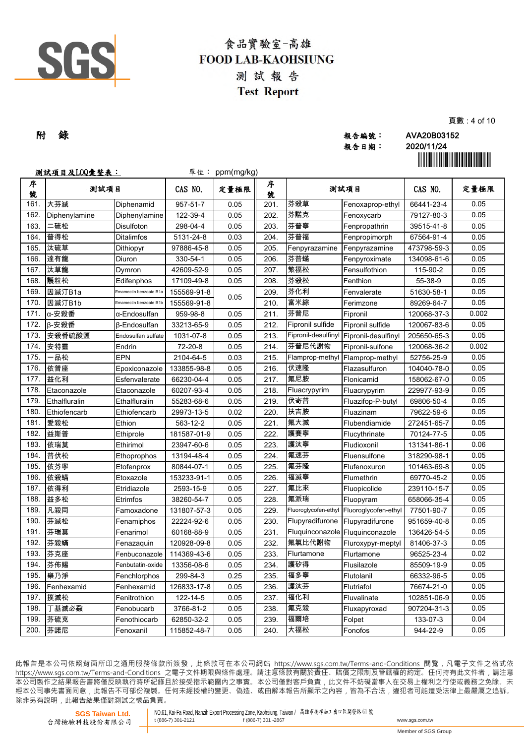# 食品實驗室-高雄
# FOOD LAB-KAOHSIUNG
## 測 試 報 告
## Test Report

附 錄

報告編號： AVA20B03152
報告日期： 2020/11/24

測試項目及LOQ彙整表： 單位： ppm(mg/kg)

| 序號 | 測試項目 | | CAS NO. | 定量極限 | 序號 | 測試項目 | | CAS NO. | 定量極限 |
|---|---|---|---|---|---|---|---|---|---|
| 161. | 大芬滅 | Diphenamid | 957-51-7 | 0.05 | 201. | 芬殺草 | Fenoxaprop-ethyl | 66441-23-4 | 0.05 |
| 162. | Diphenylamine | Diphenylamine | 122-39-4 | 0.05 | 202. | 芬諾克 | Fenoxycarb | 79127-80-3 | 0.05 |
| 163. | 二硫松 | Disulfoton | 298-04-4 | 0.05 | 203. | 芬普寧 | Fenpropathrin | 39515-41-8 | 0.05 |
| 164. | 普得松 | Ditalimfos | 5131-24-8 | 0.03 | 204. | 芬普福 | Fenpropimorph | 67564-91-4 | 0.05 |
| 165. | 汰硫草 | Dithiopyr | 97886-45-8 | 0.05 | 205. | Fenpyrazamine | Fenpyrazamine | 473798-59-3 | 0.05 |
| 166. | 達有龍 | Diuron | 330-54-1 | 0.05 | 206. | 芬普蟎 | Fenpyroximate | 134098-61-6 | 0.05 |
| 167. | 汰草龍 | Dymron | 42609-52-9 | 0.05 | 207. | 繁福松 | Fensulfothion | 115-90-2 | 0.05 |
| 168. | 護粒松 | Edifenphos | 17109-49-8 | 0.05 | 208. | 芬殺松 | Fenthion | 55-38-9 | 0.05 |
| 169. | 因滅汀B1a | Emamectin benzoate B1a | 155569-91-8 | 0.05 | 209. | 芬化利 | Fenvalerate | 51630-58-1 | 0.05 |
| 170. | 因滅汀B1b | Emamectin benzoate B1b | 155569-91-8 | | 210. | 富米綜 | Ferimzone | 89269-64-7 | 0.05 |
| 171. | α-安殺番 | α-Endosulfan | 959-98-8 | 0.05 | 211. | 芬普尼 | Fipronil | 120068-37-3 | 0.002 |
| 172. | β-安殺番 | β-Endosulfan | 33213-65-9 | 0.05 | 212. | Fipronil sulfide | Fipronil sulfide | 120067-83-6 | 0.05 |
| 173. | 安殺番硫酸鹽 | Endosulfan sulfate | 1031-07-8 | 0.05 | 213. | Fipronil-desulfinyl | Fipronil-desulfinyl | 205650-65-3 | 0.05 |
| 174. | 安特靈 | Endrin | 72-20-8 | 0.05 | 214. | 芬普尼代謝物 | Fipronil-sulfone | 120068-36-2 | 0.002 |
| 175. | 一品松 | EPN | 2104-64-5 | 0.03 | 215. | Flamprop-methyl | Flamprop-methyl | 52756-25-9 | 0.05 |
| 176. | 依普座 | Epoxiconazole | 133855-98-8 | 0.05 | 216. | 伏速隆 | Flazasulfuron | 104040-78-0 | 0.05 |
| 177. | 益化利 | Esfenvalerate | 66230-04-4 | 0.05 | 217. | 氟尼胺 | Flonicamid | 158062-67-0 | 0.05 |
| 178. | Etaconazole | Etaconazole | 60207-93-4 | 0.05 | 218. | Fluacrypyrim | Fluacrypyrim | 229977-93-9 | 0.05 |
| 179. | Ethalfluralin | Ethalfluralin | 55283-68-6 | 0.05 | 219. | 伏寄普 | Fluazifop-P-butyl | 69806-50-4 | 0.05 |
| 180. | Ethiofencarb | Ethiofencarb | 29973-13-5 | 0.02 | 220. | 扶吉胺 | Fluazinam | 79622-59-6 | 0.05 |
| 181. | 愛殺松 | Ethion | 563-12-2 | 0.05 | 221. | 氟大滅 | Flubendiamide | 272451-65-7 | 0.05 |
| 182. | 益斯普 | Ethiprole | 181587-01-9 | 0.05 | 222. | 護賽寧 | Flucythrinate | 70124-77-5 | 0.05 |
| 183. | 依瑞莫 | Ethirimol | 23947-60-6 | 0.05 | 223. | 護汰寧 | Fludioxonil | 131341-86-1 | 0.06 |
| 184. | 普伏松 | Ethoprophos | 13194-48-4 | 0.05 | 224. | 氟速芬 | Fluensulfone | 318290-98-1 | 0.05 |
| 185. | 依芬寧 | Etofenprox | 80844-07-1 | 0.05 | 225. | 氟芬隆 | Flufenoxuron | 101463-69-8 | 0.05 |
| 186. | 依殺蟎 | Etoxazole | 153233-91-1 | 0.05 | 226. | 福滅寧 | Flumethrin | 69770-45-2 | 0.05 |
| 187. | 依得利 | Etridiazole | 2593-15-9 | 0.05 | 227. | 氟比來 | Fluopicolide | 239110-15-7 | 0.05 |
| 188. | 益多松 | Etrimfos | 38260-54-7 | 0.05 | 228. | 氟派瑞 | Fluopyram | 658066-35-4 | 0.05 |
| 189. | 凡殺同 | Famoxadone | 131807-57-3 | 0.05 | 229. | Fluoroglycofen-ethyl | Fluoroglycofen-ethyl | 77501-90-7 | 0.05 |
| 190. | 芬滅松 | Fenamiphos | 22224-92-6 | 0.05 | 230. | Flupyradifurone | Flupyradifurone | 951659-40-8 | 0.05 |
| 191. | 芬瑞莫 | Fenarimol | 60168-88-9 | 0.05 | 231. | Fluquinconazole | Fluquinconazole | 136426-54-5 | 0.05 |
| 192. | 芬殺蟎 | Fenazaquin | 120928-09-8 | 0.05 | 232. | 氟氯比代謝物 | Fluroxypyr-meptyl | 81406-37-3 | 0.05 |
| 193. | 芬克座 | Fenbuconazole | 114369-43-6 | 0.05 | 233. | Flurtamone | Flurtamone | 96525-23-4 | 0.02 |
| 194. | 芬佈賜 | Fenbutatin-oxide | 13356-08-6 | 0.05 | 234. | 護矽得 | Flusilazole | 85509-19-9 | 0.05 |
| 195. | 樂乃淨 | Fenchlorphos | 299-84-3 | 0.25 | 235. | 福多寧 | Flutolanil | 66332-96-5 | 0.05 |
| 196. | Fenhexamid | Fenhexamid | 126833-17-8 | 0.05 | 236. | 護汰芬 | Flutriafol | 76674-21-0 | 0.05 |
| 197. | 撲滅松 | Fenitrothion | 122-14-5 | 0.05 | 237. | 福化利 | Fluvalinate | 102851-06-9 | 0.05 |
| 198. | 丁基滅必蝨 | Fenobucarb | 3766-81-2 | 0.05 | 238. | 氟克殺 | Fluxapyroxad | 907204-31-3 | 0.05 |
| 199. | 芬硫克 | Fenothiocarb | 62850-32-2 | 0.05 | 239. | 福爾培 | Folpet | 133-07-3 | 0.04 |
| 200. | 芬諾尼 | Fenoxanil | 115852-48-7 | 0.05 | 240. | 大福松 | Fonofos | 944-22-9 | 0.05 |

此報告是本公司依照背面所印之通用服務條款所簽發，此條款可在本公司網站 https://www.sgs.com.tw/Terms-and-Conditions 閱覽，凡電子文件之格式依 https://www.sgs.com.tw/Terms-and-Conditions 之電子文件期限與條件處理。請注意條款有關於責任、賠償之限制及管轄權的約定。任何持有此文件者，請注意本公司製作之結果報告書將僅反映執行時所紀錄且於接受指示範圍內之事實。本公司僅對客戶負責，此文件不妨礙當事人在交易上權利之行使或義務之免除。未經本公司事先書面同意，此報告不可部份複製。任何未經授權的變更、偽造、或曲解本報告所顯示之內容，皆為不合法，違犯者可能遭受法律上最嚴厲之追訴。除非另有說明，此報告結果僅對測試之樣品負責。

SGS Taiwan Ltd. 台灣檢驗科技股份有限公司 | NO.61, Kai-Fa Road, Nanzih Export Processing Zone, Kaohsiung, Taiwan / 高雄市楠梓加工出口區開發路61號 | t (886-7) 301-2121 | f (886-7) 301 -2867 | www.sgs.com.tw | Member of SGS Group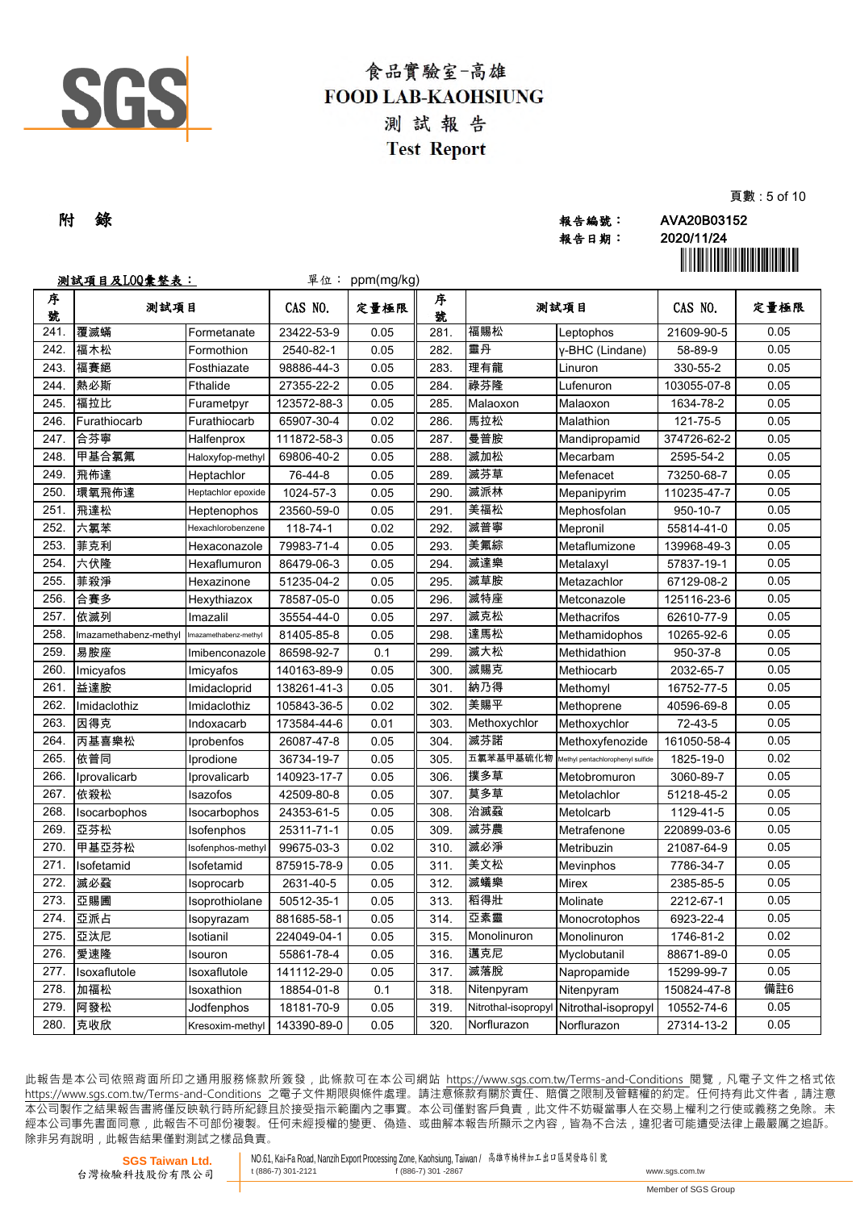# 食品實驗室-高雄
# FOOD LAB-KAOHSIUNG
## 測 試 報 告
## Test Report

**附 錄**

報告編號： AVA20B03152
報告日期： 2020/11/24

**測試項目及LOQ彙整表：** 單位： ppm(mg/kg)

| 序號 | 測試項目 | | CAS NO. | 定量極限 | 序號 | 測試項目 | | CAS NO. | 定量極限 |
|---|---|---|---|---|---|---|---|---|---|
| 241. | 覆滅蟎 | Formetanate | 23422-53-9 | 0.05 | 281. | 福賜松 | Leptophos | 21609-90-5 | 0.05 |
| 242. | 福木松 | Formothion | 2540-82-1 | 0.05 | 282. | 靈丹 | γ-BHC (Lindane) | 58-89-9 | 0.05 |
| 243. | 福賽絕 | Fosthiazate | 98886-44-3 | 0.05 | 283. | 理有龍 | Linuron | 330-55-2 | 0.05 |
| 244. | 熱必斯 | Fthalide | 27355-22-2 | 0.05 | 284. | 祿芬隆 | Lufenuron | 103055-07-8 | 0.05 |
| 245. | 福拉比 | Furametpyr | 123572-88-3 | 0.05 | 285. | Malaoxon | Malaoxon | 1634-78-2 | 0.05 |
| 246. | Furathiocarb | Furathiocarb | 65907-30-4 | 0.02 | 286. | 馬拉松 | Malathion | 121-75-5 | 0.05 |
| 247. | 合芬寧 | Halfenprox | 111872-58-3 | 0.05 | 287. | 曼普胺 | Mandipropamid | 374726-62-2 | 0.05 |
| 248. | 甲基合氯氟 | Haloxyfop-methyl | 69806-40-2 | 0.05 | 288. | 滅加松 | Mecarbam | 2595-54-2 | 0.05 |
| 249. | 飛佈達 | Heptachlor | 76-44-8 | 0.05 | 289. | 滅芬草 | Mefenacet | 73250-68-7 | 0.05 |
| 250. | 環氧飛佈達 | Heptachlor epoxide | 1024-57-3 | 0.05 | 290. | 滅派林 | Mepanipyrim | 110235-47-7 | 0.05 |
| 251. | 飛達松 | Heptenophos | 23560-59-0 | 0.05 | 291. | 美福松 | Mephosfolan | 950-10-7 | 0.05 |
| 252. | 六氯苯 | Hexachlorobenzene | 118-74-1 | 0.02 | 292. | 滅普寧 | Mepronil | 55814-41-0 | 0.05 |
| 253. | 菲克利 | Hexaconazole | 79983-71-4 | 0.05 | 293. | 美氟綜 | Metaflumizone | 139968-49-3 | 0.05 |
| 254. | 六伏隆 | Hexaflumuron | 86479-06-3 | 0.05 | 294. | 滅達樂 | Metalaxyl | 57837-19-1 | 0.05 |
| 255. | 菲殺淨 | Hexazinone | 51235-04-2 | 0.05 | 295. | 滅草胺 | Metazachlor | 67129-08-2 | 0.05 |
| 256. | 合賽多 | Hexythiazox | 78587-05-0 | 0.05 | 296. | 滅特座 | Metconazole | 125116-23-6 | 0.05 |
| 257. | 依滅列 | Imazalil | 35554-44-0 | 0.05 | 297. | 滅克松 | Methacrifos | 62610-77-9 | 0.05 |
| 258. | Imazamethabenz-methyl | Imazamethabenz-methyl | 81405-85-8 | 0.05 | 298. | 達馬松 | Methamidophos | 10265-92-6 | 0.05 |
| 259. | 易胺座 | Imibenconazole | 86598-92-7 | 0.1 | 299. | 滅大松 | Methidathion | 950-37-8 | 0.05 |
| 260. | Imicyafos | Imicyafos | 140163-89-9 | 0.05 | 300. | 滅賜克 | Methiocarb | 2032-65-7 | 0.05 |
| 261. | 益達胺 | Imidacloprid | 138261-41-3 | 0.05 | 301. | 納乃得 | Methomyl | 16752-77-5 | 0.05 |
| 262. | Imidaclothiz | Imidaclothiz | 105843-36-5 | 0.02 | 302. | 美賜平 | Methoprene | 40596-69-8 | 0.05 |
| 263. | 因得克 | Indoxacarb | 173584-44-6 | 0.01 | 303. | Methoxychlor | Methoxychlor | 72-43-5 | 0.05 |
| 264. | 丙基喜樂松 | Iprobenfos | 26087-47-8 | 0.05 | 304. | 滅芬諾 | Methoxyfenozide | 161050-58-4 | 0.05 |
| 265. | 依普同 | Iprodione | 36734-19-7 | 0.05 | 305. | 五氯苯基甲基硫化物 | Methyl pentachlorophenyl sulfide | 1825-19-0 | 0.02 |
| 266. | Iprovalicarb | Iprovalicarb | 140923-17-7 | 0.05 | 306. | 撲多草 | Metobromuron | 3060-89-7 | 0.05 |
| 267. | 依殺松 | Isazofos | 42509-80-8 | 0.05 | 307. | 莫多草 | Metolachlor | 51218-45-2 | 0.05 |
| 268. | Isocarbophos | Isocarbophos | 24353-61-5 | 0.05 | 308. | 治滅蝨 | Metolcarb | 1129-41-5 | 0.05 |
| 269. | 亞芬松 | Isofenphos | 25311-71-1 | 0.05 | 309. | 滅芬農 | Metrafenone | 220899-03-6 | 0.05 |
| 270. | 甲基亞芬松 | Isofenphos-methyl | 99675-03-3 | 0.02 | 310. | 滅必淨 | Metribuzin | 21087-64-9 | 0.05 |
| 271. | Isofetamid | Isofetamid | 875915-78-9 | 0.05 | 311. | 美文松 | Mevinphos | 7786-34-7 | 0.05 |
| 272. | 滅必蝨 | Isoprocarb | 2631-40-5 | 0.05 | 312. | 滅蟻樂 | Mirex | 2385-85-5 | 0.05 |
| 273. | 亞賜圃 | Isoprothiolane | 50512-35-1 | 0.05 | 313. | 稻得壯 | Molinate | 2212-67-1 | 0.05 |
| 274. | 亞派占 | Isopyrazam | 881685-58-1 | 0.05 | 314. | 亞素靈 | Monocrotophos | 6923-22-4 | 0.05 |
| 275. | 亞汰尼 | Isotianil | 224049-04-1 | 0.05 | 315. | Monolinuron | Monolinuron | 1746-81-2 | 0.02 |
| 276. | 愛速隆 | Isouron | 55861-78-4 | 0.05 | 316. | 邁克尼 | Myclobutanil | 88671-89-0 | 0.05 |
| 277. | Isoxaflutole | Isoxaflutole | 141112-29-0 | 0.05 | 317. | 滅落脫 | Napropamide | 15299-99-7 | 0.05 |
| 278. | 加福松 | Isoxathion | 18854-01-8 | 0.1 | 318. | Nitenpyram | Nitenpyram | 150824-47-8 | 備註6 |
| 279. | 阿發松 | Jodfenphos | 18181-70-9 | 0.05 | 319. | Nitrothal-isopropyl | Nitrothal-isopropyl | 10552-74-6 | 0.05 |
| 280. | 克收欣 | Kresoxim-methyl | 143390-89-0 | 0.05 | 320. | Norflurazon | Norflurazon | 27314-13-2 | 0.05 |

此報告是本公司依照背面所印之通用服務條款所簽發，此條款可在本公司網站 https://www.sgs.com.tw/Terms-and-Conditions 閱覽，凡電子文件之格式依 https://www.sgs.com.tw/Terms-and-Conditions 之電子文件期限與條件處理。請注意條款有關於責任、賠償之限制及管轄權的約定。任何持有此文件者，請注意本公司製作之結果報告書將僅反映執行時所紀錄且於接受指示範圍內之事實。本公司僅對客戶負責，此文件不妨礙當事人在交易上權利之行使或義務之免除。未經本公司事先書面同意，此報告不可部份複製。任何未經授權的變更、偽造、或曲解本報告所顯示之內容，皆為不合法，違犯者可能遭受法律上最嚴厲之追訴。除非另有說明，此報告結果僅對測試之樣品負責。

SGS Taiwan Ltd. 台灣檢驗科技股份有限公司 | NO.61, Kai-Fa Road, Nanzih Export Processing Zone, Kaohsiung, Taiwan / 高雄市楠梓加工出口區開發路61號 t (886-7) 301-2121 f (886-7) 301-2867 www.sgs.com.tw Member of SGS Group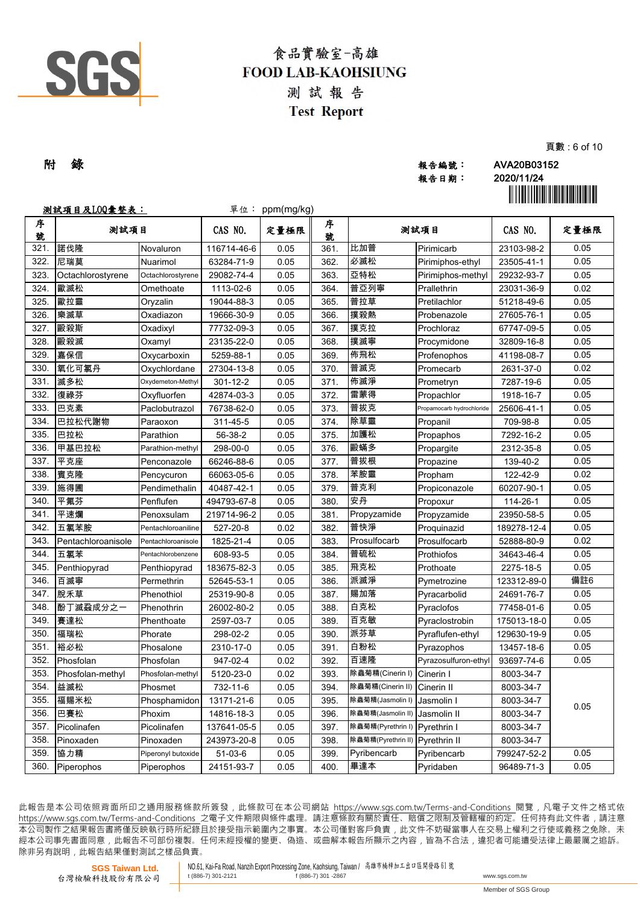# 食品實驗室-高雄
# FOOD LAB-KAOHSIUNG
## 測 試 報 告
## Test Report

**附 錄**

報告編號： AVA20B03152
報告日期： 2020/11/24

**測試項目及LOQ彙整表：** 單位： ppm(mg/kg)

| 序號 | 測試項目 | | CAS NO. | 定量極限 | 序號 | 測試項目 | | CAS NO. | 定量極限 |
|---|---|---|---|---|---|---|---|---|---|
| 321. | 諾伐隆 | Novaluron | 116714-46-6 | 0.05 | 361. | 比加普 | Pirimicarb | 23103-98-2 | 0.05 |
| 322. | 尼瑞莫 | Nuarimol | 63284-71-9 | 0.05 | 362. | 必滅松 | Pirimiphos-ethyl | 23505-41-1 | 0.05 |
| 323. | Octachlorostyrene | Octachlorostyrene | 29082-74-4 | 0.05 | 363. | 亞特松 | Pirimiphos-methyl | 29232-93-7 | 0.05 |
| 324. | 歐滅松 | Omethoate | 1113-02-6 | 0.05 | 364. | 普亞列寧 | Prallethrin | 23031-36-9 | 0.02 |
| 325. | 歐拉靈 | Oryzalin | 19044-88-3 | 0.05 | 365. | 普拉草 | Pretilachlor | 51218-49-6 | 0.05 |
| 326. | 樂滅草 | Oxadiazon | 19666-30-9 | 0.05 | 366. | 撲殺熱 | Probenazole | 27605-76-1 | 0.05 |
| 327. | 歐殺斯 | Oxadixyl | 77732-09-3 | 0.05 | 367. | 撲克拉 | Prochloraz | 67747-09-5 | 0.05 |
| 328. | 歐殺滅 | Oxamyl | 23135-22-0 | 0.05 | 368. | 撲滅寧 | Procymidone | 32809-16-8 | 0.05 |
| 329. | 嘉保信 | Oxycarboxin | 5259-88-1 | 0.05 | 369. | 佈飛松 | Profenophos | 41198-08-7 | 0.05 |
| 330. | 氧化可氯丹 | Oxychlordane | 27304-13-8 | 0.05 | 370. | 普滅克 | Promecarb | 2631-37-0 | 0.02 |
| 331. | 滅多松 | Oxydemeton-Methyl | 301-12-2 | 0.05 | 371. | 佈滅淨 | Prometryn | 7287-19-6 | 0.05 |
| 332. | 復祿芬 | Oxyfluorfen | 42874-03-3 | 0.05 | 372. | 雷蒙得 | Propachlor | 1918-16-7 | 0.05 |
| 333. | 巴克素 | Paclobutrazol | 76738-62-0 | 0.05 | 373. | 普拔克 | Propamocarb hydrochloride | 25606-41-1 | 0.05 |
| 334. | 巴拉松代謝物 | Paraoxon | 311-45-5 | 0.05 | 374. | 除草靈 | Propanil | 709-98-8 | 0.05 |
| 335. | 巴拉松 | Parathion | 56-38-2 | 0.05 | 375. | 加護松 | Propaphos | 7292-16-2 | 0.05 |
| 336. | 甲基巴拉松 | Parathion-methyl | 298-00-0 | 0.05 | 376. | 歐蟎多 | Propargite | 2312-35-8 | 0.05 |
| 337. | 平克座 | Penconazole | 66246-88-6 | 0.05 | 377. | 普拔根 | Propazine | 139-40-2 | 0.05 |
| 338. | 賓克隆 | Pencycuron | 66063-05-6 | 0.05 | 378. | 苯胺靈 | Propham | 122-42-9 | 0.02 |
| 339. | 施得圃 | Pendimethalin | 40487-42-1 | 0.05 | 379. | 普克利 | Propiconazole | 60207-90-1 | 0.05 |
| 340. | 平氟芬 | Penflufen | 494793-67-8 | 0.05 | 380. | 安丹 | Propoxur | 114-26-1 | 0.05 |
| 341. | 平速爛 | Penoxsulam | 219714-96-2 | 0.05 | 381. | Propyzamide | Propyzamide | 23950-58-5 | 0.05 |
| 342. | 五氯苯胺 | Pentachloroaniline | 527-20-8 | 0.02 | 382. | 普快淨 | Proquinazid | 189278-12-4 | 0.05 |
| 343. | Pentachloroanisole | Pentachloroanisole | 1825-21-4 | 0.05 | 383. | Prosulfocarb | Prosulfocarb | 52888-80-9 | 0.02 |
| 344. | 五氯苯 | Pentachlorobenzene | 608-93-5 | 0.05 | 384. | 普硫松 | Prothiofos | 34643-46-4 | 0.05 |
| 345. | Penthiopyrad | Penthiopyrad | 183675-82-3 | 0.05 | 385. | 飛克松 | Prothoate | 2275-18-5 | 0.05 |
| 346. | 百滅寧 | Permethrin | 52645-53-1 | 0.05 | 386. | 派滅淨 | Pymetrozine | 123312-89-0 | 備註6 |
| 347. | 脫禾草 | Phenothiol | 25319-90-8 | 0.05 | 387. | 賜加落 | Pyracarbolid | 24691-76-7 | 0.05 |
| 348. | 酚丁滅蝨成分之一 | Phenothrin | 26002-80-2 | 0.05 | 388. | 白克松 | Pyraclofos | 77458-01-6 | 0.05 |
| 349. | 賽達松 | Phenthoate | 2597-03-7 | 0.05 | 389. | 百克敏 | Pyraclostrobin | 175013-18-0 | 0.05 |
| 350. | 福瑞松 | Phorate | 298-02-2 | 0.05 | 390. | 派芬草 | Pyraflufen-ethyl | 129630-19-9 | 0.05 |
| 351. | 裕必松 | Phosalone | 2310-17-0 | 0.05 | 391. | 白粉松 | Pyrazophos | 13457-18-6 | 0.05 |
| 352. | Phosfolan | Phosfolan | 947-02-4 | 0.02 | 392. | 百速隆 | Pyrazosulfuron-ethyl | 93697-74-6 | 0.05 |
| 353. | Phosfolan-methyl | Phosfolan-methyl | 5120-23-0 | 0.02 | 393. | 除蟲菊精(Cinerin I) | Cinerin I | 8003-34-7 | 0.05 |
| 354. | 益滅松 | Phosmet | 732-11-6 | 0.05 | 394. | 除蟲菊精(Cinerin II) | Cinerin II | 8003-34-7 | |
| 355. | 福賜米松 | Phosphamidon | 13171-21-6 | 0.05 | 395. | 除蟲菊精(Jasmolin I) | Jasmolin I | 8003-34-7 | |
| 356. | 巴賽松 | Phoxim | 14816-18-3 | 0.05 | 396. | 除蟲菊精(Jasmolin II) | Jasmolin II | 8003-34-7 | |
| 357. | Picolinafen | Picolinafen | 137641-05-5 | 0.05 | 397. | 除蟲菊精(Pyrethrin I) | Pyrethrin I | 8003-34-7 | |
| 358. | Pinoxaden | Pinoxaden | 243973-20-8 | 0.05 | 398. | 除蟲菊精(Pyrethrin II) | Pyrethrin II | 8003-34-7 | |
| 359. | 協力精 | Piperonyl butoxide | 51-03-6 | 0.05 | 399. | Pyribencarb | Pyribencarb | 799247-52-2 | 0.05 |
| 360. | Piperophos | Piperophos | 24151-93-7 | 0.05 | 400. | 畢達本 | Pyridaben | 96489-71-3 | 0.05 |

此報告是本公司依照背面所印之通用服務條款所簽發，此條款可在本公司網站 https://www.sgs.com.tw/Terms-and-Conditions 閱覽，凡電子文件之格式依 https://www.sgs.com.tw/Terms-and-Conditions 之電子文件期限與條件處理。請注意條款有關於責任、賠償之限制及管轄權的約定。任何持有此文件者，請注意本公司製作之結果報告書將僅反映執行時所紀錄且於接受指示範圍內之事實。本公司僅對客戶負責，此文件不妨礙當事人在交易上權利之行使或義務之免除。未經本公司事先書面同意，此報告不可部份複製。任何未經授權的變更、偽造、或曲解本報告所顯示之內容，皆為不合法，違犯者可能遭受法律上最嚴厲之追訴。除非另有說明，此報告結果僅對測試之樣品負責。

SGS Taiwan Ltd. 台灣檢驗科技股份有限公司 | NO.61, Kai-Fa Road, Nanzih Export Processing Zone, Kaohsiung, Taiwan / 高雄市楠梓加工出口區開發路61號 t (886-7) 301-2121 f (886-7) 301 -2867 www.sgs.com.tw Member of SGS Group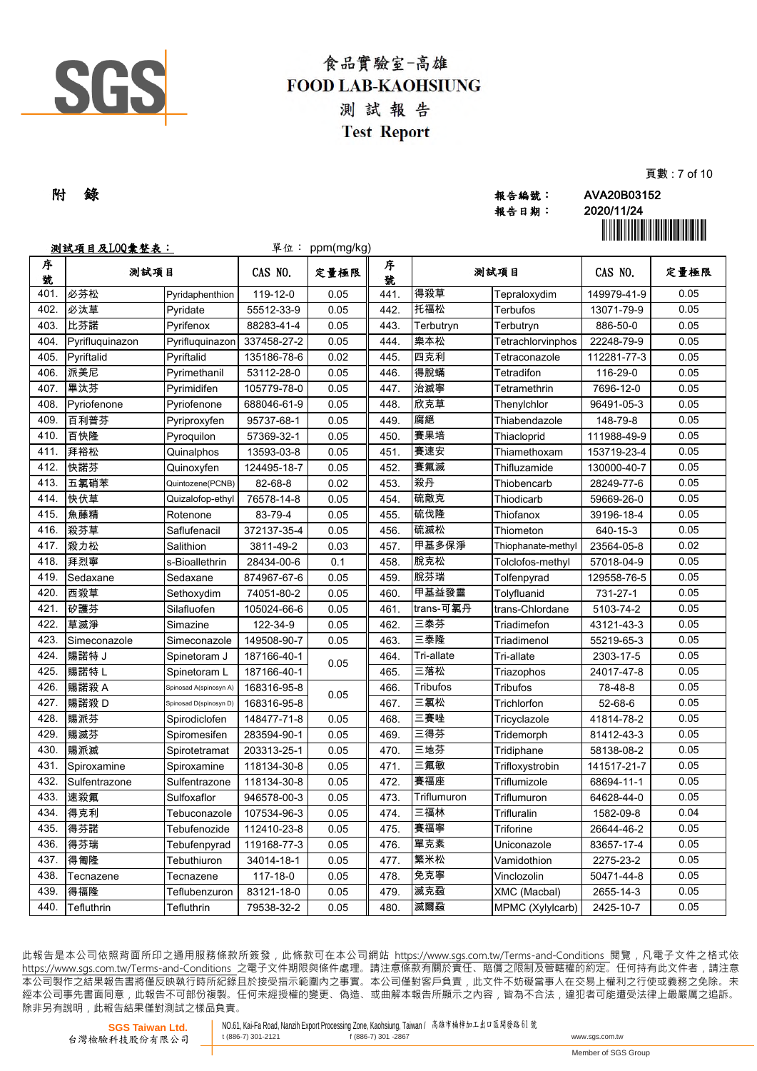# 食品實驗室-高雄
# FOOD LAB-KAOHSIUNG
## 測 試 報 告
## Test Report

**附 錄**

報告編號： AVA20B03152
報告日期： 2020/11/24

**測試項目及LOQ彙整表：** 單位： ppm(mg/kg)

| 序號 | 測試項目 | | CAS NO. | 定量極限 | 序號 | 測試項目 | | CAS NO. | 定量極限 |
|---|---|---|---|---|---|---|---|---|---|
| 401. | 必芬松 | Pyridaphenthion | 119-12-0 | 0.05 | 441. | 得殺草 | Tepraloxydim | 149979-41-9 | 0.05 |
| 402. | 必汰草 | Pyridate | 55512-33-9 | 0.05 | 442. | 托福松 | Terbufos | 13071-79-9 | 0.05 |
| 403. | 比芬諾 | Pyrifenox | 88283-41-4 | 0.05 | 443. | Terbutryn | Terbutryn | 886-50-0 | 0.05 |
| 404. | Pyrifluquinazon | Pyrifluquinazon | 337458-27-2 | 0.05 | 444. | 樂本松 | Tetrachlorvinphos | 22248-79-9 | 0.05 |
| 405. | Pyriftalid | Pyriftalid | 135186-78-6 | 0.02 | 445. | 四克利 | Tetraconazole | 112281-77-3 | 0.05 |
| 406. | 派美尼 | Pyrimethanil | 53112-28-0 | 0.05 | 446. | 得脫蟎 | Tetradifon | 116-29-0 | 0.05 |
| 407. | 畢汰芬 | Pyrimidifen | 105779-78-0 | 0.05 | 447. | 治滅寧 | Tetramethrin | 7696-12-0 | 0.05 |
| 408. | Pyriofenone | Pyriofenone | 688046-61-9 | 0.05 | 448. | 欣克草 | Thenylchlor | 96491-05-3 | 0.05 |
| 409. | 百利普芬 | Pyriproxyfen | 95737-68-1 | 0.05 | 449. | 腐絕 | Thiabendazole | 148-79-8 | 0.05 |
| 410. | 百快隆 | Pyroquilon | 57369-32-1 | 0.05 | 450. | 賽果培 | Thiacloprid | 111988-49-9 | 0.05 |
| 411. | 拜裕松 | Quinalphos | 13593-03-8 | 0.05 | 451. | 賽速安 | Thiamethoxam | 153719-23-4 | 0.05 |
| 412. | 快諾芬 | Quinoxyfen | 124495-18-7 | 0.05 | 452. | 賽氟滅 | Thifluzamide | 130000-40-7 | 0.05 |
| 413. | 五氯硝苯 | Quintozene(PCNB) | 82-68-8 | 0.02 | 453. | 殺丹 | Thiobencarb | 28249-77-6 | 0.05 |
| 414. | 快伏草 | Quizalofop-ethyl | 76578-14-8 | 0.05 | 454. | 硫敵克 | Thiodicarb | 59669-26-0 | 0.05 |
| 415. | 魚藤精 | Rotenone | 83-79-4 | 0.05 | 455. | 硫伐隆 | Thiofanox | 39196-18-4 | 0.05 |
| 416. | 殺芬草 | Saflufenacil | 372137-35-4 | 0.05 | 456. | 硫滅松 | Thiometon | 640-15-3 | 0.05 |
| 417. | 殺力松 | Salithion | 3811-49-2 | 0.03 | 457. | 甲基多保淨 | Thiophanate-methyl | 23564-05-8 | 0.02 |
| 418. | 拜烈寧 | s-Bioallethrin | 28434-00-6 | 0.1 | 458. | 脫克松 | Tolclofos-methyl | 57018-04-9 | 0.05 |
| 419. | Sedaxane | Sedaxane | 874967-67-6 | 0.05 | 459. | 脫芬瑞 | Tolfenpyrad | 129558-76-5 | 0.05 |
| 420. | 西殺草 | Sethoxydim | 74051-80-2 | 0.05 | 460. | 甲基益發靈 | Tolyfluanid | 731-27-1 | 0.05 |
| 421. | 矽護芬 | Silafluofen | 105024-66-6 | 0.05 | 461. | trans-可氯丹 | trans-Chlordane | 5103-74-2 | 0.05 |
| 422. | 草滅淨 | Simazine | 122-34-9 | 0.05 | 462. | 三泰芬 | Triadimefon | 43121-43-3 | 0.05 |
| 423. | Simeconazole | Simeconazole | 149508-90-7 | 0.05 | 463. | 三泰隆 | Triadimenol | 55219-65-3 | 0.05 |
| 424. | 賜諾特 J | Spinetoram J | 187166-40-1 | 0.05 | 464. | Tri-allate | Tri-allate | 2303-17-5 | 0.05 |
| 425. | 賜諾特 L | Spinetoram L | 187166-40-1 | | 465. | 三落松 | Triazophos | 24017-47-8 | 0.05 |
| 426. | 賜諾殺 A | Spinosad A(spinosyn A) | 168316-95-8 | 0.05 | 466. | Tribufos | Tribufos | 78-48-8 | 0.05 |
| 427. | 賜諾殺 D | Spinosad D(spinosyn D) | 168316-95-8 | | 467. | 三氯松 | Trichlorfon | 52-68-6 | 0.05 |
| 428. | 賜派芬 | Spirodiclofen | 148477-71-8 | 0.05 | 468. | 三賽唑 | Tricyclazole | 41814-78-2 | 0.05 |
| 429. | 賜滅芬 | Spiromesifen | 283594-90-1 | 0.05 | 469. | 三得芬 | Tridemorph | 81412-43-3 | 0.05 |
| 430. | 賜派滅 | Spirotetramat | 203313-25-1 | 0.05 | 470. | 三地芬 | Tridiphane | 58138-08-2 | 0.05 |
| 431. | Spiroxamine | Spiroxamine | 118134-30-8 | 0.05 | 471. | 三氟敏 | Trifloxystrobin | 141517-21-7 | 0.05 |
| 432. | Sulfentrazone | Sulfentrazone | 118134-30-8 | 0.05 | 472. | 賽福座 | Triflumizole | 68694-11-1 | 0.05 |
| 433. | 速殺氟 | Sulfoxaflor | 946578-00-3 | 0.05 | 473. | Triflumuron | Triflumuron | 64628-44-0 | 0.05 |
| 434. | 得克利 | Tebuconazole | 107534-96-3 | 0.05 | 474. | 三福林 | Trifluralin | 1582-09-8 | 0.04 |
| 435. | 得芬諾 | Tebufenozide | 112410-23-8 | 0.05 | 475. | 賽福寧 | Triforine | 26644-46-2 | 0.05 |
| 436. | 得芬瑞 | Tebufenpyrad | 119168-77-3 | 0.05 | 476. | 單克素 | Uniconazole | 83657-17-4 | 0.05 |
| 437. | 得匍隆 | Tebuthiuron | 34014-18-1 | 0.05 | 477. | 繁米松 | Vamidothion | 2275-23-2 | 0.05 |
| 438. | Tecnazene | Tecnazene | 117-18-0 | 0.05 | 478. | 免克寧 | Vinclozolin | 50471-44-8 | 0.05 |
| 439. | 得福隆 | Teflubenzuron | 83121-18-0 | 0.05 | 479. | 滅克蝨 | XMC (Macbal) | 2655-14-3 | 0.05 |
| 440. | Tefluthrin | Tefluthrin | 79538-32-2 | 0.05 | 480. | 滅爾蝨 | MPMC (Xylylcarb) | 2425-10-7 | 0.05 |

此報告是本公司依照背面所印之通用服務條款所簽發，此條款可在本公司網站 https://www.sgs.com.tw/Terms-and-Conditions 閱覽，凡電子文件之格式依 https://www.sgs.com.tw/Terms-and-Conditions 之電子文件期限與條件處理。請注意條款有關於責任、賠償之限制及管轄權的約定。任何持有此文件者，請注意本公司製作之結果報告書將僅反映執行時所紀錄且於接受指示範圍內之事實。本公司僅對客戶負責，此文件不妨礙當事人在交易上權利之行使或義務之免除。未經本公司事先書面同意，此報告不可部份複製。任何未經授權的變更、偽造、或曲解本報告所顯示之內容，皆為不合法，違犯者可能遭受法律上最嚴厲之追訴。除非另有說明，此報告結果僅對測試之樣品負責。

SGS Taiwan Ltd. 台灣檢驗科技股份有限公司 | NO.61, Kai-Fa Road, Nanzih Export Processing Zone, Kaohsiung, Taiwan / 高雄市楠梓加工出口區開發路61號 | t (886-7) 301-2121 | f (886-7) 301 -2867 | www.sgs.com.tw | Member of SGS Group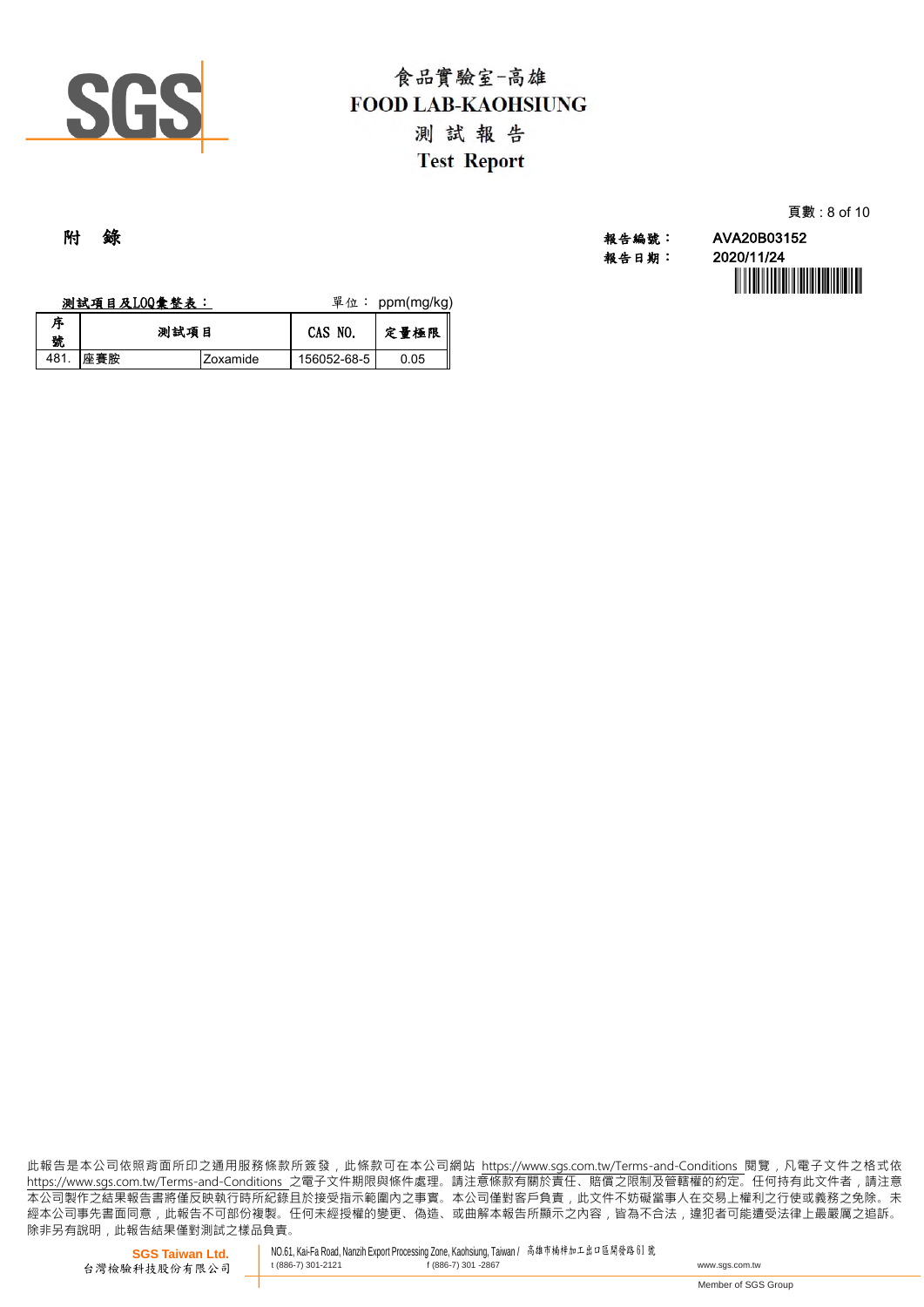# 附　錄

報告編號： AVA20B03152
報告日期： 2020/11/24

**測試項目及LOQ彙整表：**　　　　單位： ppm(mg/kg)

| 序號 | 測試項目 | | CAS NO. | 定量極限 |
|---|---|---|---|---|
| 481. | 座賽胺 | Zoxamide | 156052-68-5 | 0.05 |

此報告是本公司依照背面所印之通用服務條款所簽發，此條款可在本公司網站 https://www.sgs.com.tw/Terms-and-Conditions 閱覽，凡電子文件之格式依 https://www.sgs.com.tw/Terms-and-Conditions 之電子文件期限與條件處理。請注意條款有關於責任、賠償之限制及管轄權的約定。任何持有此文件者，請注意本公司製作之結果報告書將僅反映執行時所紀錄且於接受指示範圍內之事實。本公司僅對客戶負責，此文件不妨礙當事人在交易上權利之行使或義務之免除。未經本公司事先書面同意，此報告不可部份複製。任何未經授權的變更、偽造、或曲解本報告所顯示之內容，皆為不合法，違犯者可能遭受法律上最嚴厲之追訴。除非另有說明，此報告結果僅對測試之樣品負責。

**SGS Taiwan Ltd.**
台灣檢驗科技股份有限公司
NO.61, Kai-Fa Road, Nanzih Export Processing Zone, Kaohsiung, Taiwan / 高雄市楠梓加工出口區開發路61號
t (886-7) 301-2121　f (886-7) 301 -2867　www.sgs.com.tw
Member of SGS Group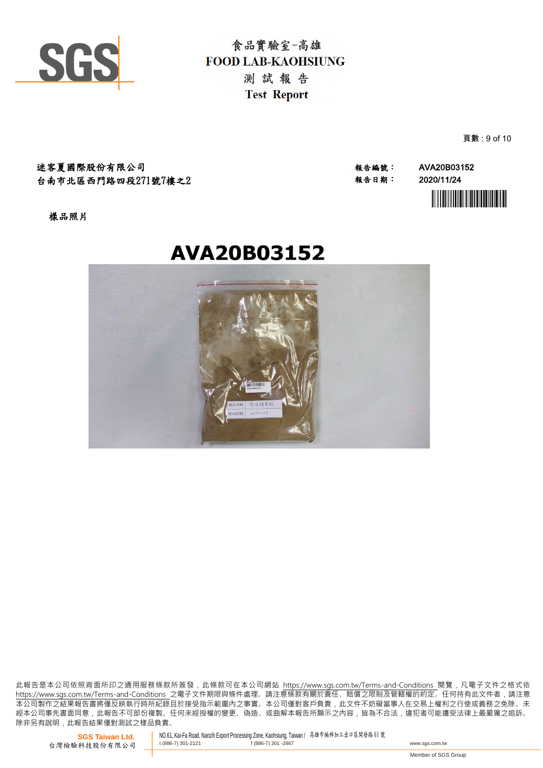# 食品實驗室-高雄
# FOOD LAB-KAOHSIUNG
## 測 試 報 告
## Test Report

迷客夏國際股份有限公司
台南市北區西門路四段271號7樓之2

報告編號： AVA20B03152
報告日期： 2020/11/24

樣品照片

**AVA20B03152**

此報告是本公司依照背面所印之通用服務條款所簽發，此條款可在本公司網站 https://www.sgs.com.tw/Terms-and-Conditions 閱覽，凡電子文件之格式依 https://www.sgs.com.tw/Terms-and-Conditions 之電子文件期限與條件處理。請注意條款有關於責任、賠償之限制及管轄權的約定。任何持有此文件者，請注意本公司製作之結果報告書將僅反映執行時所紀錄且於接受指示範圍內之事實。本公司僅對客戶負責，此文件不妨礙當事人在交易上權利之行使或義務之免除。未經本公司事先書面同意，此報告不可部份複製。任何未經授權的變更、偽造、或曲解本報告所顯示之內容，皆為不合法，違犯者可能遭受法律上最嚴厲之追訴。除非另有說明，此報告結果僅對測試之樣品負責。

SGS Taiwan Ltd.
台灣檢驗科技股份有限公司
NO.61, Kai-Fa Road, Nanzih Export Processing Zone, Kaohsiung, Taiwan / 高雄市楠梓加工出口區開發路61號
t (886-7) 301-2121 f (886-7) 301-2867 www.sgs.com.tw
Member of SGS Group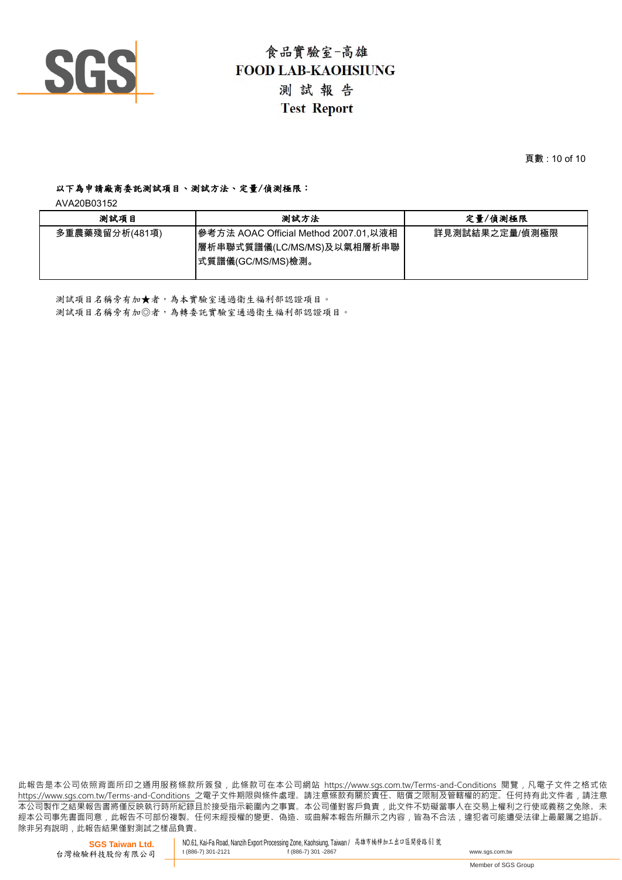**以下為申請廠商委託測試項目、測試方法、定量/偵測極限：**

AVA20B03152

| 測試項目 | 測試方法 | 定量/偵測極限 |
|---|---|---|
| 多重農藥殘留分析(481項) | 參考方法 AOAC Official Method 2007.01,以液相層析串聯式質譜儀(LC/MS/MS)及以氣相層析串聯式質譜儀(GC/MS/MS)檢測。 | 詳見測試結果之定量/偵測極限 |

測試項目名稱旁有加★者，為本實驗室通過衛生福利部認證項目。

測試項目名稱旁有加◎者，為轉委託實驗室通過衛生福利部認證項目。

此報告是本公司依照背面所印之通用服務條款所簽發，此條款可在本公司網站 https://www.sgs.com.tw/Terms-and-Conditions 閱覽，凡電子文件之格式依 https://www.sgs.com.tw/Terms-and-Conditions 之電子文件期限與條件處理。請注意條款有關於責任、賠償之限制及管轄權的約定。任何持有此文件者，請注意本公司製作之結果報告書將僅反映執行時所紀錄且於接受指示範圍內之事實。本公司僅對客戶負責，此文件不妨礙當事人在交易上權利之行使或義務之免除。未經本公司事先書面同意，此報告不可部份複製。任何未經授權的變更、偽造、或曲解本報告所顯示之內容，皆為不合法，違犯者可能遭受法律上最嚴厲之追訴。除非另有說明，此報告結果僅對測試之樣品負責。